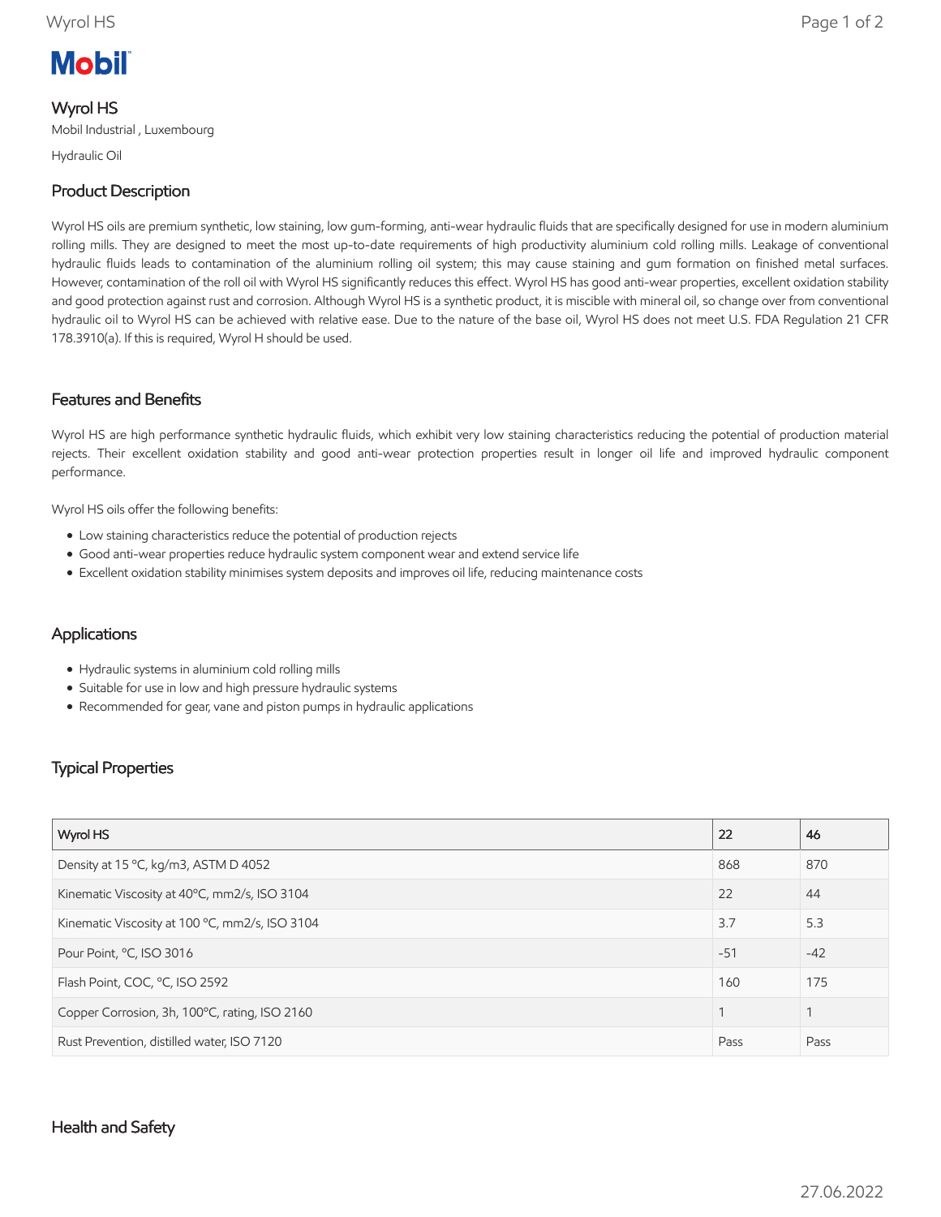Mobil

# Wyrol HS

Mobil Industrial , Luxembourg

Hydraulic Oil

## Product Description

Wyrol HS oils are premium synthetic, low staining, low gum-forming, anti-wear hydraulic fluids that are specifically designed for use in modern aluminium rolling mills. They are designed to meet the most up-to-date requirements of high productivity aluminium cold rolling mills. Leakage of conventional hydraulic fluids leads to contamination of the aluminium rolling oil system; this may cause staining and gum formation on finished metal surfaces. However, contamination of the roll oil with Wyrol HS significantly reduces this effect. Wyrol HS has good anti-wear properties, excellent oxidation stability and good protection against rust and corrosion. Although Wyrol HS is a synthetic product, it is miscible with mineral oil, so change over from conventional hydraulic oil to Wyrol HS can be achieved with relative ease. Due to the nature of the base oil, Wyrol HS does not meet U.S. FDA Regulation 21 CFR 178.3910(a). If this is required, Wyrol H should be used.

## Features and Benefits

Wyrol HS are high performance synthetic hydraulic fluids, which exhibit very low staining characteristics reducing the potential of production material rejects. Their excellent oxidation stability and good anti-wear protection properties result in longer oil life and improved hydraulic component performance.

Wyrol HS oils offer the following benefits:

- Low staining characteristics reduce the potential of production rejects
- Good anti-wear properties reduce hydraulic system component wear and extend service life
- Excellent oxidation stability minimises system deposits and improves oil life, reducing maintenance costs

## Applications

- Hydraulic systems in aluminium cold rolling mills
- Suitable for use in low and high pressure hydraulic systems
- Recommended for gear, vane and piston pumps in hydraulic applications

## Typical Properties

| Wyrol HS | 22 | 46 |
|---|---|---|
| Density at 15 °C, kg/m3, ASTM D 4052 | 868 | 870 |
| Kinematic Viscosity at 40°C, mm2/s, ISO 3104 | 22 | 44 |
| Kinematic Viscosity at 100 °C, mm2/s, ISO 3104 | 3.7 | 5.3 |
| Pour Point, °C, ISO 3016 | -51 | -42 |
| Flash Point, COC, °C, ISO 2592 | 160 | 175 |
| Copper Corrosion, 3h, 100°C, rating, ISO 2160 | 1 | 1 |
| Rust Prevention, distilled water, ISO 7120 | Pass | Pass |

## Health and Safety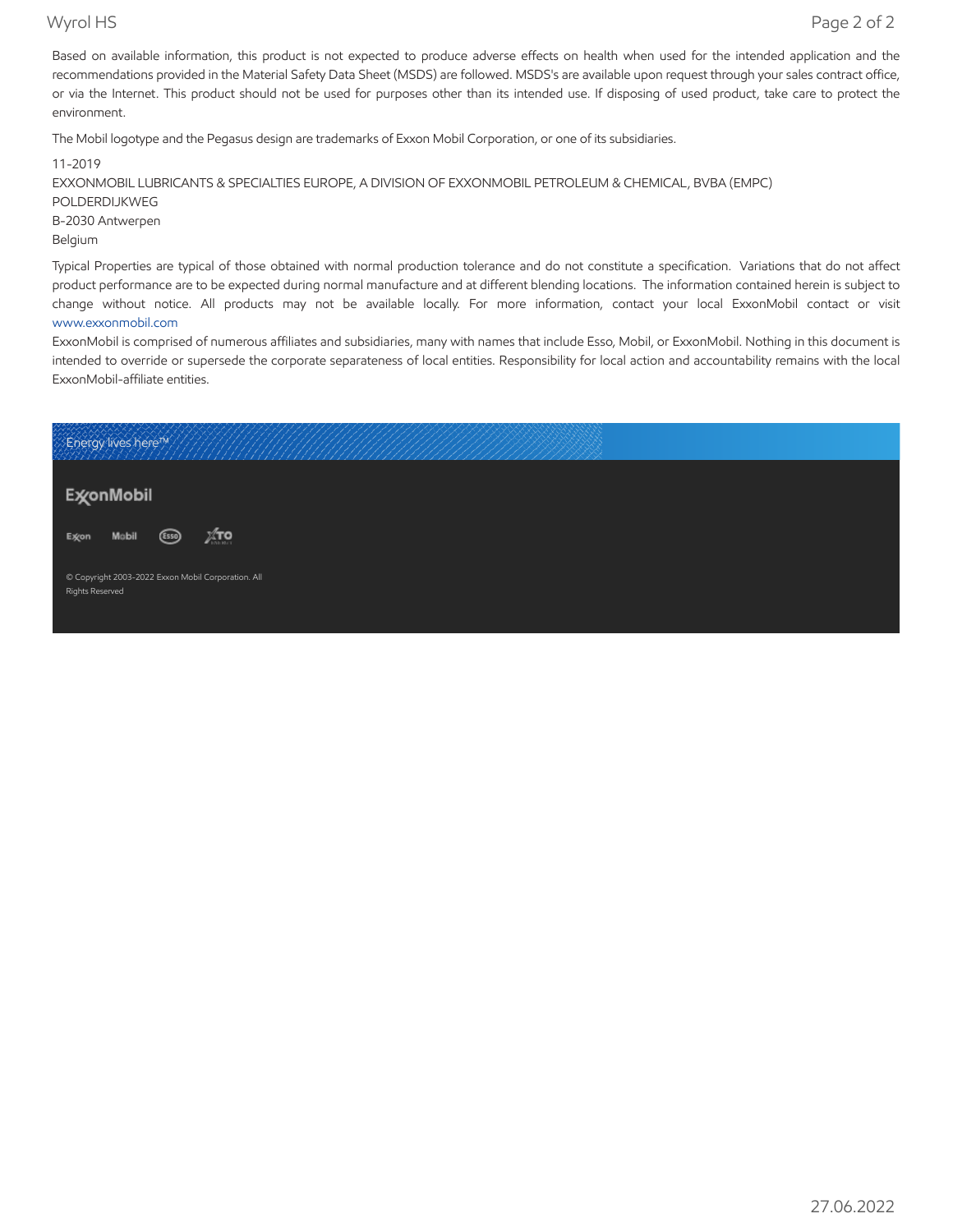Based on available information, this product is not expected to produce adverse effects on health when used for the intended application and the recommendations provided in the Material Safety Data Sheet (MSDS) are followed. MSDS's are available upon request through your sales contract office, or via the Internet. This product should not be used for purposes other than its intended use. If disposing of used product, take care to protect the environment.

The Mobil logotype and the Pegasus design are trademarks of Exxon Mobil Corporation, or one of its subsidiaries.

11-2019
EXXONMOBIL LUBRICANTS & SPECIALTIES EUROPE, A DIVISION OF EXXONMOBIL PETROLEUM & CHEMICAL, BVBA (EMPC)
POLDERDIJKWEG
B-2030 Antwerpen
Belgium

Typical Properties are typical of those obtained with normal production tolerance and do not constitute a specification. Variations that do not affect product performance are to be expected during normal manufacture and at different blending locations. The information contained herein is subject to change without notice. All products may not be available locally. For more information, contact your local ExxonMobil contact or visit www.exxonmobil.com

ExxonMobil is comprised of numerous affiliates and subsidiaries, many with names that include Esso, Mobil, or ExxonMobil. Nothing in this document is intended to override or supersede the corporate separateness of local entities. Responsibility for local action and accountability remains with the local ExxonMobil-affiliate entities.

Energy lives here™

ExxonMobil

Exxon Mobil Esso XTO

© Copyright 2003-2022 Exxon Mobil Corporation. All Rights Reserved